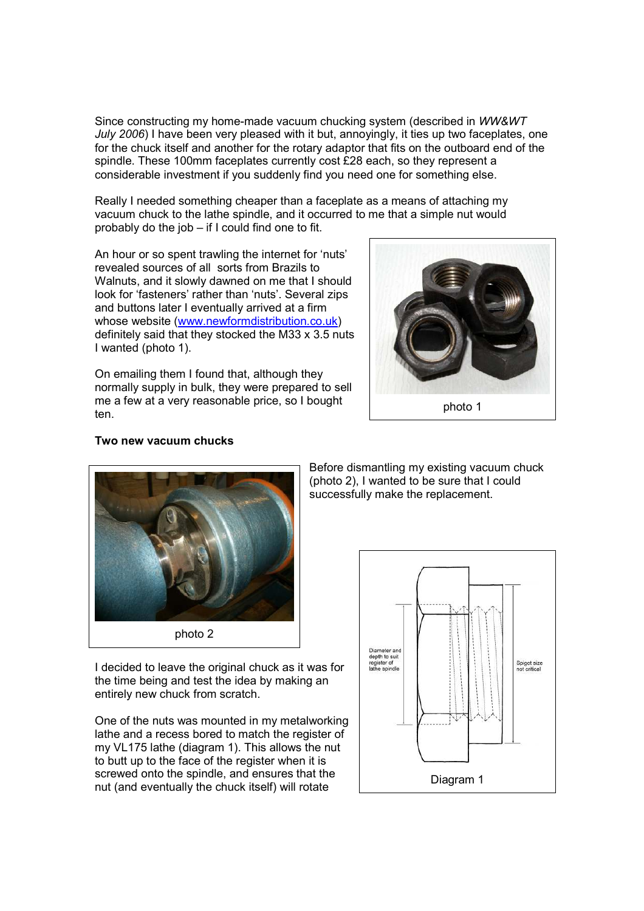Since constructing my home-made vacuum chucking system (described in *WW&WT July 2006*) I have been very pleased with it but, annoyingly, it ties up two faceplates, one for the chuck itself and another for the rotary adaptor that fits on the outboard end of the spindle. These 100mm faceplates currently cost £28 each, so they represent a considerable investment if you suddenly find you need one for something else.

Really I needed something cheaper than a faceplate as a means of attaching my vacuum chuck to the lathe spindle, and it occurred to me that a simple nut would probably do the job – if I could find one to fit.

An hour or so spent trawling the internet for 'nuts' revealed sources of all sorts from Brazils to Walnuts, and it slowly dawned on me that I should look for 'fasteners' rather than 'nuts'. Several zips and buttons later I eventually arrived at a firm whose website (www.newformdistribution.co.uk) definitely said that they stocked the M33 x 3.5 nuts I wanted (photo 1).

photo 1

On emailing them I found that, although they normally supply in bulk, they were prepared to sell me a few at a very reasonable price, so I bought ten.

**Two new vacuum chucks**

photo 2

Before dismantling my existing vacuum chuck (photo 2), I wanted to be sure that I could successfully make the replacement.

I decided to leave the original chuck as it was for the time being and test the idea by making an entirely new chuck from scratch.

One of the nuts was mounted in my metalworking lathe and a recess bored to match the register of my VL175 lathe (diagram 1). This allows the nut to butt up to the face of the register when it is screwed onto the spindle, and ensures that the nut (and eventually the chuck itself) will rotate

Diameter and depth to suit register of lathe spindle

Spigot size not critical

Diagram 1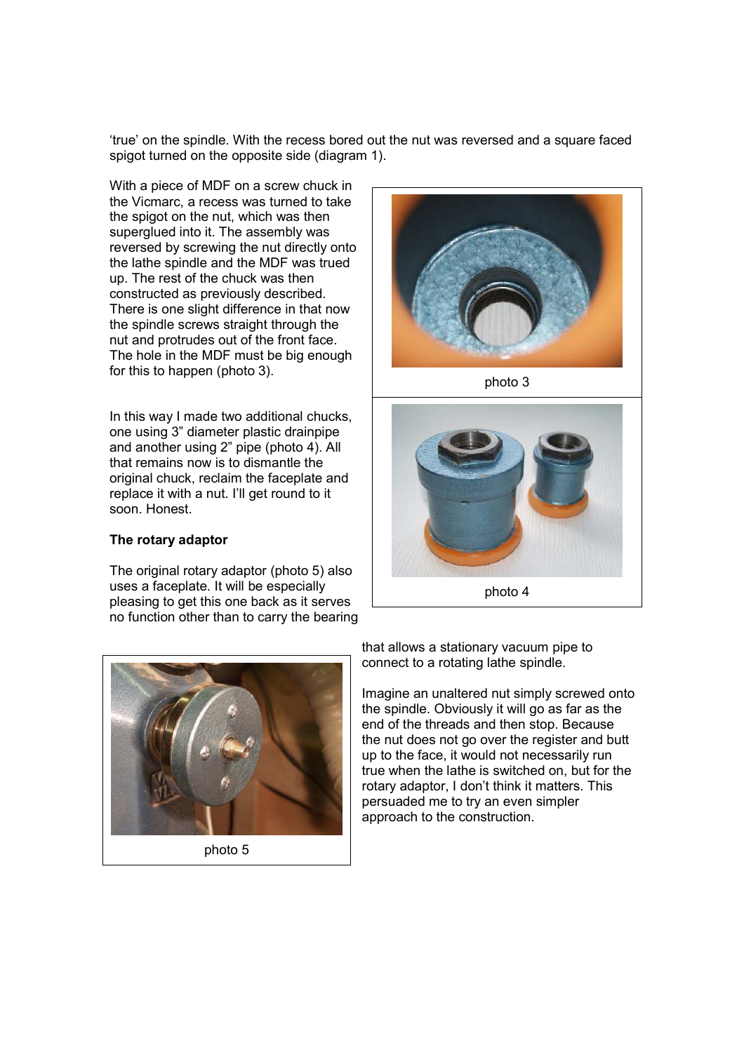'true' on the spindle. With the recess bored out the nut was reversed and a square faced spigot turned on the opposite side (diagram 1).

With a piece of MDF on a screw chuck in the Vicmarc, a recess was turned to take the spigot on the nut, which was then superglued into it. The assembly was reversed by screwing the nut directly onto the lathe spindle and the MDF was trued up. The rest of the chuck was then constructed as previously described. There is one slight difference in that now the spindle screws straight through the nut and protrudes out of the front face. The hole in the MDF must be big enough for this to happen (photo 3).

photo 3

In this way I made two additional chucks, one using 3" diameter plastic drainpipe and another using 2" pipe (photo 4). All that remains now is to dismantle the original chuck, reclaim the faceplate and replace it with a nut. I'll get round to it soon. Honest.

photo 4

**The rotary adaptor**

The original rotary adaptor (photo 5) also uses a faceplate. It will be especially pleasing to get this one back as it serves no function other than to carry the bearing that allows a stationary vacuum pipe to connect to a rotating lathe spindle.

photo 5

Imagine an unaltered nut simply screwed onto the spindle. Obviously it will go as far as the end of the threads and then stop. Because the nut does not go over the register and butt up to the face, it would not necessarily run true when the lathe is switched on, but for the rotary adaptor, I don't think it matters. This persuaded me to try an even simpler approach to the construction.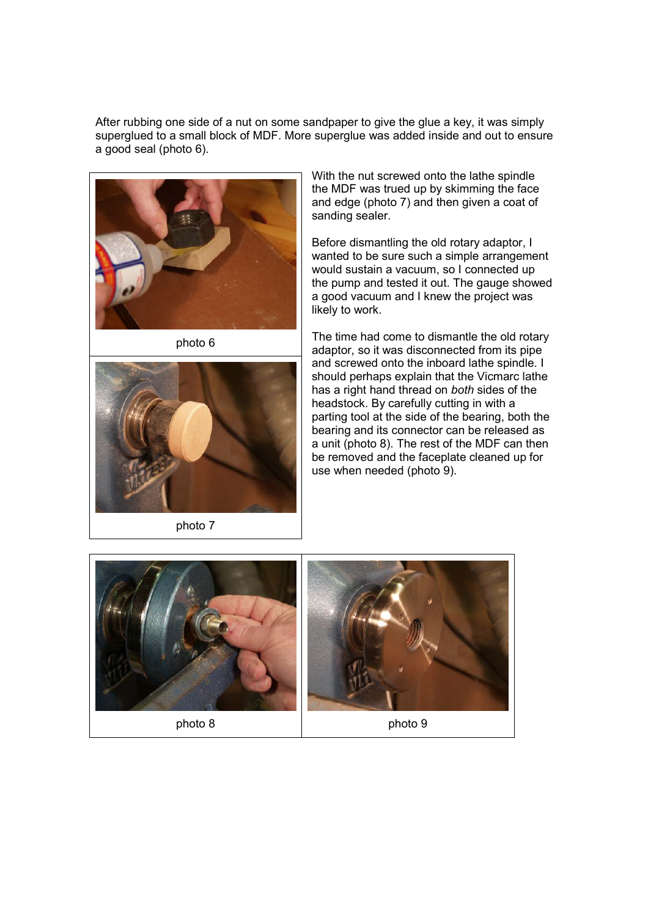After rubbing one side of a nut on some sandpaper to give the glue a key, it was simply superglued to a small block of MDF. More superglue was added inside and out to ensure a good seal (photo 6).

photo 6

photo 7

With the nut screwed onto the lathe spindle the MDF was trued up by skimming the face and edge (photo 7) and then given a coat of sanding sealer.

Before dismantling the old rotary adaptor, I wanted to be sure such a simple arrangement would sustain a vacuum, so I connected up the pump and tested it out. The gauge showed a good vacuum and I knew the project was likely to work.

The time had come to dismantle the old rotary adaptor, so it was disconnected from its pipe and screwed onto the inboard lathe spindle. I should perhaps explain that the Vicmarc lathe has a right hand thread on *both* sides of the headstock. By carefully cutting in with a parting tool at the side of the bearing, both the bearing and its connector can be released as a unit (photo 8). The rest of the MDF can then be removed and the faceplate cleaned up for use when needed (photo 9).

photo 8

photo 9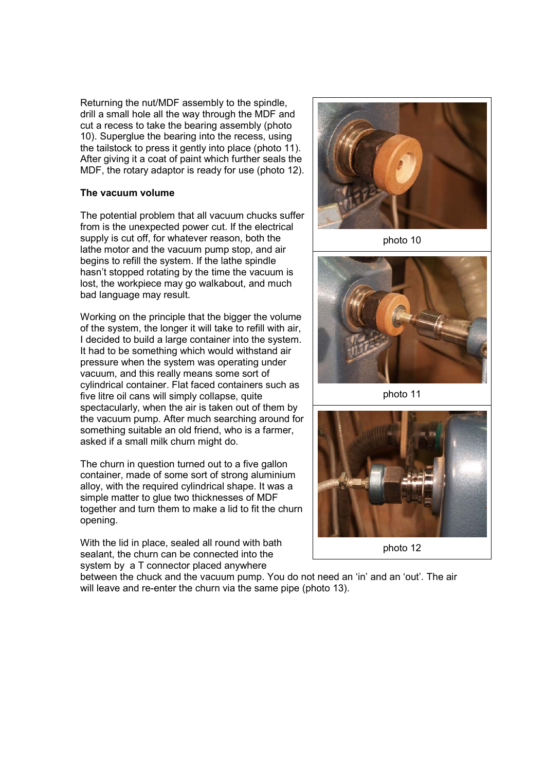Returning the nut/MDF assembly to the spindle, drill a small hole all the way through the MDF and cut a recess to take the bearing assembly (photo 10). Superglue the bearing into the recess, using the tailstock to press it gently into place (photo 11). After giving it a coat of paint which further seals the MDF, the rotary adaptor is ready for use (photo 12).

photo 10

photo 11

photo 12

### The vacuum volume

The potential problem that all vacuum chucks suffer from is the unexpected power cut. If the electrical supply is cut off, for whatever reason, both the lathe motor and the vacuum pump stop, and air begins to refill the system. If the lathe spindle hasn't stopped rotating by the time the vacuum is lost, the workpiece may go walkabout, and much bad language may result.

Working on the principle that the bigger the volume of the system, the longer it will take to refill with air, I decided to build a large container into the system. It had to be something which would withstand air pressure when the system was operating under vacuum, and this really means some sort of cylindrical container. Flat faced containers such as five litre oil cans will simply collapse, quite spectacularly, when the air is taken out of them by the vacuum pump. After much searching around for something suitable an old friend, who is a farmer, asked if a small milk churn might do.

The churn in question turned out to a five gallon container, made of some sort of strong aluminium alloy, with the required cylindrical shape. It was a simple matter to glue two thicknesses of MDF together and turn them to make a lid to fit the churn opening.

With the lid in place, sealed all round with bath sealant, the churn can be connected into the system by a T connector placed anywhere between the chuck and the vacuum pump. You do not need an 'in' and an 'out'. The air will leave and re-enter the churn via the same pipe (photo 13).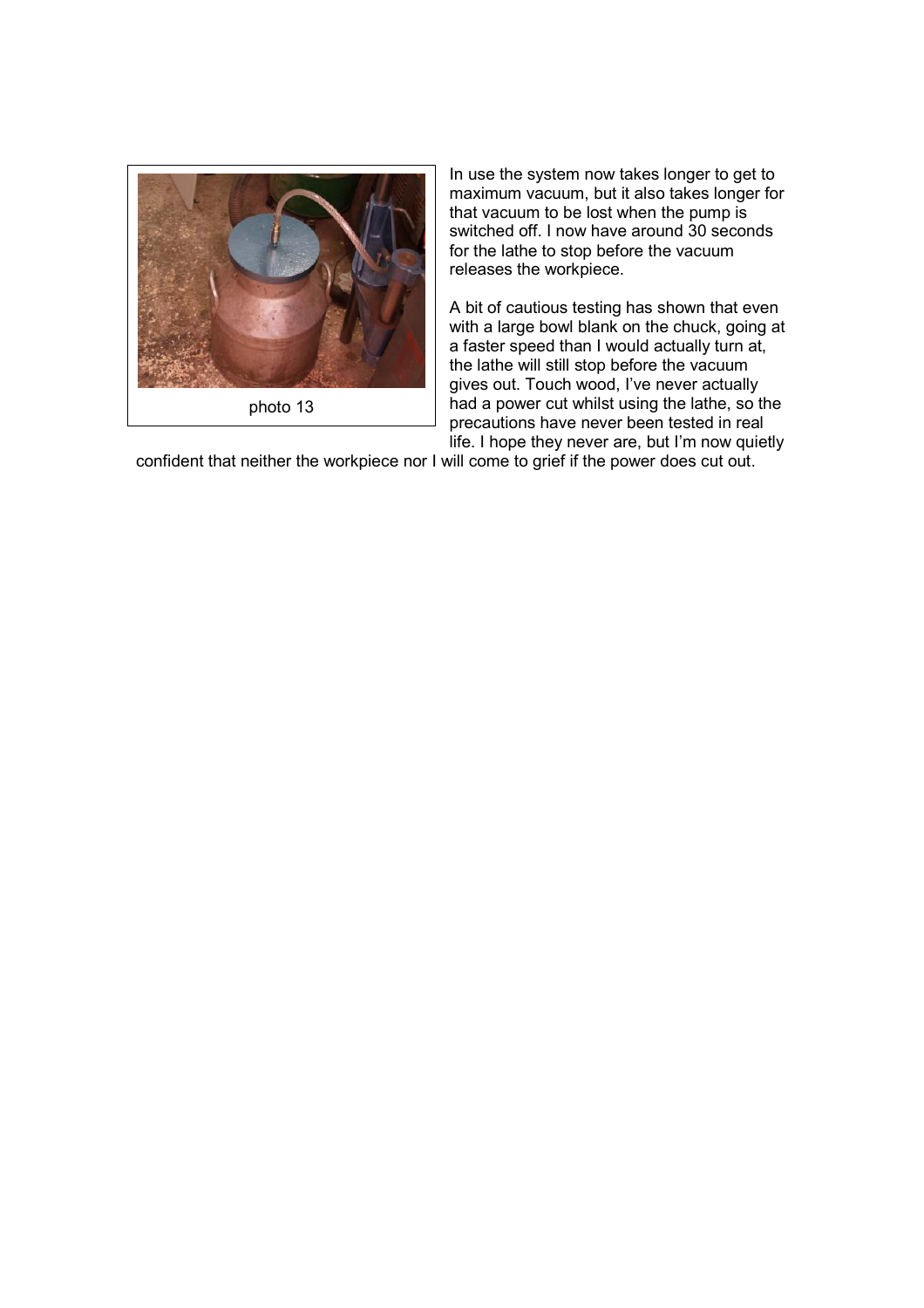photo 13

In use the system now takes longer to get to maximum vacuum, but it also takes longer for that vacuum to be lost when the pump is switched off. I now have around 30 seconds for the lathe to stop before the vacuum releases the workpiece.

A bit of cautious testing has shown that even with a large bowl blank on the chuck, going at a faster speed than I would actually turn at, the lathe will still stop before the vacuum gives out. Touch wood, I've never actually had a power cut whilst using the lathe, so the precautions have never been tested in real life. I hope they never are, but I'm now quietly confident that neither the workpiece nor I will come to grief if the power does cut out.